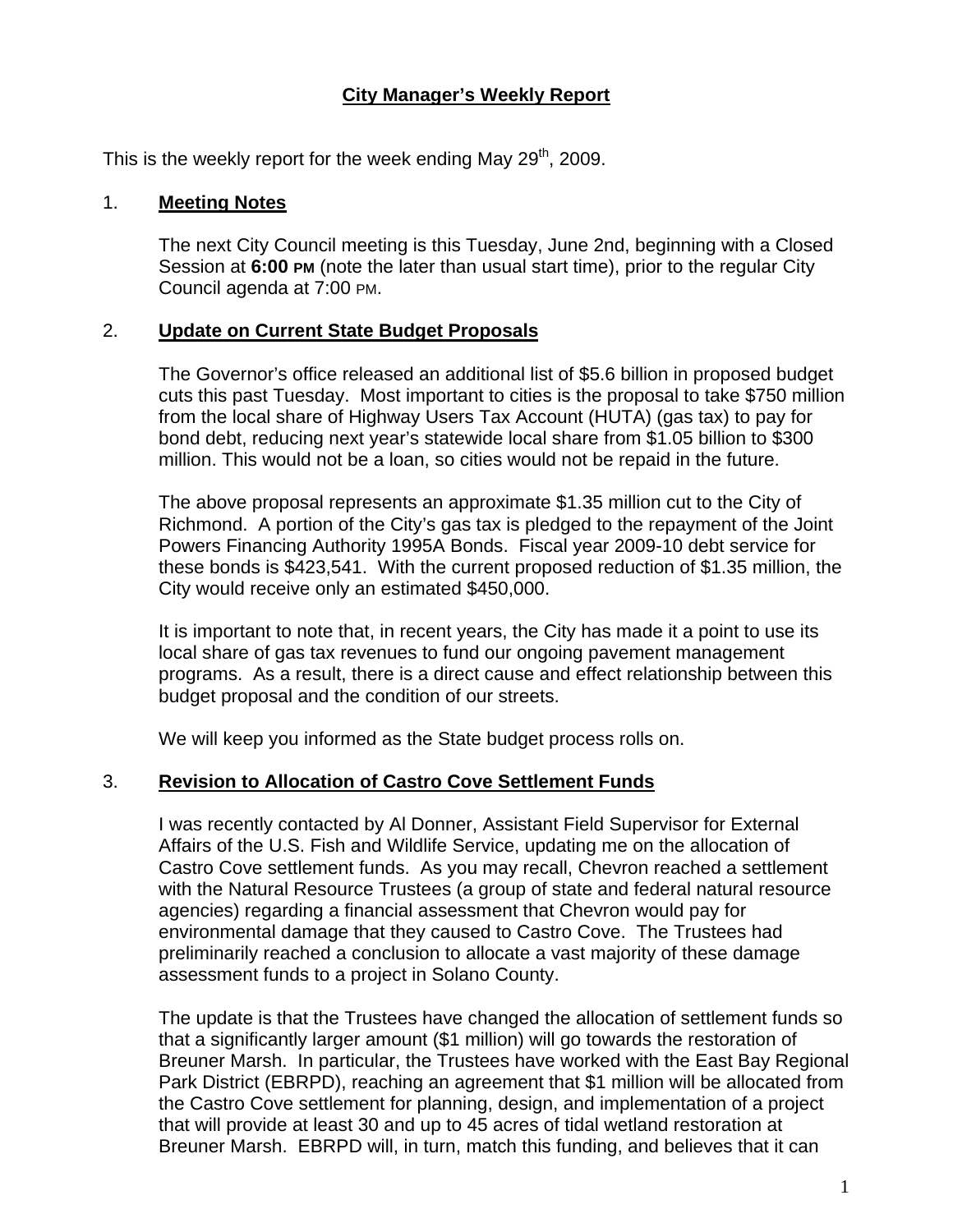# City Manager's Weekly Report

This is the weekly report for the week ending May 29th, 2009.

## 1. Meeting Notes

The next City Council meeting is this Tuesday, June 2nd, beginning with a Closed Session at **6:00 PM** (note the later than usual start time), prior to the regular City Council agenda at 7:00 PM.

## 2. Update on Current State Budget Proposals

The Governor's office released an additional list of $5.6 billion in proposed budget cuts this past Tuesday. Most important to cities is the proposal to take $750 million from the local share of Highway Users Tax Account (HUTA) (gas tax) to pay for bond debt, reducing next year's statewide local share from $1.05 billion to $300 million. This would not be a loan, so cities would not be repaid in the future.

The above proposal represents an approximate $1.35 million cut to the City of Richmond. A portion of the City's gas tax is pledged to the repayment of the Joint Powers Financing Authority 1995A Bonds. Fiscal year 2009-10 debt service for these bonds is $423,541. With the current proposed reduction of $1.35 million, the City would receive only an estimated $450,000.

It is important to note that, in recent years, the City has made it a point to use its local share of gas tax revenues to fund our ongoing pavement management programs. As a result, there is a direct cause and effect relationship between this budget proposal and the condition of our streets.

We will keep you informed as the State budget process rolls on.

## 3. Revision to Allocation of Castro Cove Settlement Funds

I was recently contacted by Al Donner, Assistant Field Supervisor for External Affairs of the U.S. Fish and Wildlife Service, updating me on the allocation of Castro Cove settlement funds. As you may recall, Chevron reached a settlement with the Natural Resource Trustees (a group of state and federal natural resource agencies) regarding a financial assessment that Chevron would pay for environmental damage that they caused to Castro Cove. The Trustees had preliminarily reached a conclusion to allocate a vast majority of these damage assessment funds to a project in Solano County.

The update is that the Trustees have changed the allocation of settlement funds so that a significantly larger amount ($1 million) will go towards the restoration of Breuner Marsh. In particular, the Trustees have worked with the East Bay Regional Park District (EBRPD), reaching an agreement that $1 million will be allocated from the Castro Cove settlement for planning, design, and implementation of a project that will provide at least 30 and up to 45 acres of tidal wetland restoration at Breuner Marsh. EBRPD will, in turn, match this funding, and believes that it can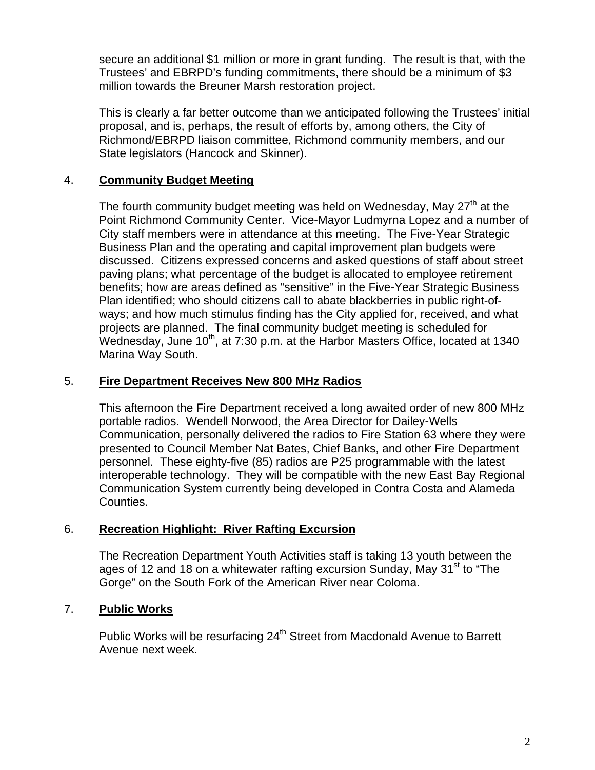secure an additional $1 million or more in grant funding. The result is that, with the Trustees' and EBRPD's funding commitments, there should be a minimum of $3 million towards the Breuner Marsh restoration project.

This is clearly a far better outcome than we anticipated following the Trustees' initial proposal, and is, perhaps, the result of efforts by, among others, the City of Richmond/EBRPD liaison committee, Richmond community members, and our State legislators (Hancock and Skinner).

4. **Community Budget Meeting**

The fourth community budget meeting was held on Wednesday, May 27th at the Point Richmond Community Center. Vice-Mayor Ludmyrna Lopez and a number of City staff members were in attendance at this meeting. The Five-Year Strategic Business Plan and the operating and capital improvement plan budgets were discussed. Citizens expressed concerns and asked questions of staff about street paving plans; what percentage of the budget is allocated to employee retirement benefits; how are areas defined as "sensitive" in the Five-Year Strategic Business Plan identified; who should citizens call to abate blackberries in public right-of-ways; and how much stimulus finding has the City applied for, received, and what projects are planned. The final community budget meeting is scheduled for Wednesday, June 10th, at 7:30 p.m. at the Harbor Masters Office, located at 1340 Marina Way South.

5. **Fire Department Receives New 800 MHz Radios**

This afternoon the Fire Department received a long awaited order of new 800 MHz portable radios. Wendell Norwood, the Area Director for Dailey-Wells Communication, personally delivered the radios to Fire Station 63 where they were presented to Council Member Nat Bates, Chief Banks, and other Fire Department personnel. These eighty-five (85) radios are P25 programmable with the latest interoperable technology. They will be compatible with the new East Bay Regional Communication System currently being developed in Contra Costa and Alameda Counties.

6. **Recreation Highlight: River Rafting Excursion**

The Recreation Department Youth Activities staff is taking 13 youth between the ages of 12 and 18 on a whitewater rafting excursion Sunday, May 31st to "The Gorge" on the South Fork of the American River near Coloma.

7. **Public Works**

Public Works will be resurfacing 24th Street from Macdonald Avenue to Barrett Avenue next week.